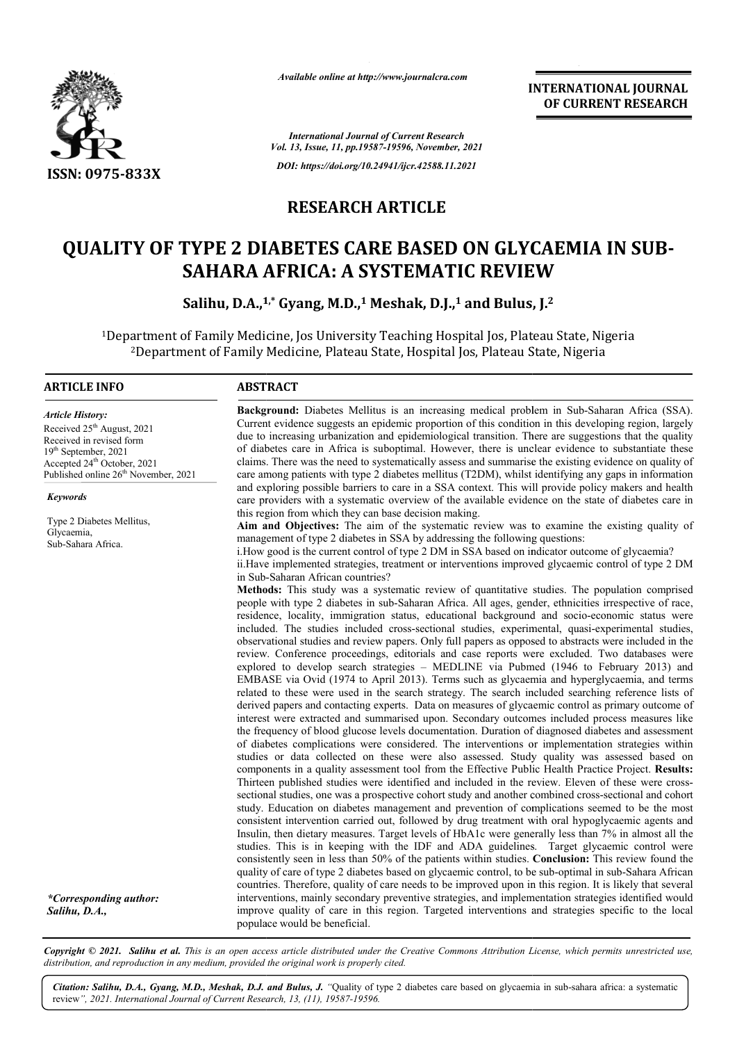# RESEARCH ARTICLE

# QUALITY OF TYPE 2 DIABETES CARE BASED ON GLYCAEMIA IN SUB-SAHARA AFRICA: A SYSTEMATIC REVIEW

**Salihu, D.A.,[1,*] Gyang, M.D.,[1] Meshak, D.J.,[1] and Bulus, J.[2]**

[1]Department of Family Medicine, Jos University Teaching Hospital Jos, Plateau State, Nigeria

[2]Department of Family Medicine, Plateau State, Hospital Jos, Plateau State, Nigeria

## ARTICLE INFO

*Article History:*

Received 25th August, 2021

Received in revised form 19th September, 2021

Accepted 24th October, 2021

Published online 26th November, 2021

*Keywords*

Type 2 Diabetes Mellitus, Glycaemia, Sub-Sahara Africa.

*\*Corresponding author:*
*Salihu, D.A.,*

## ABSTRACT

**Background:** Diabetes Mellitus is an increasing medical problem in Sub-Saharan Africa (SSA). Current evidence suggests an epidemic proportion of this condition in this developing region, largely due to increasing urbanization and epidemiological transition. There are suggestions that the quality of diabetes care in Africa is suboptimal. However, there is unclear evidence to substantiate these claims. There was the need to systematically assess and summarise the existing evidence on quality of care among patients with type 2 diabetes mellitus (T2DM), whilst identifying any gaps in information and exploring possible barriers to care in a SSA context. This will provide policy makers and health care providers with a systematic overview of the available evidence on the state of diabetes care in this region from which they can base decision making.

**Aim and Objectives:** The aim of the systematic review was to examine the existing quality of management of type 2 diabetes in SSA by addressing the following questions:

i. How good is the current control of type 2 DM in SSA based on indicator outcome of glycaemia?

ii. Have implemented strategies, treatment or interventions improved glycaemic control of type 2 DM in Sub-Saharan African countries?

**Methods:** This study was a systematic review of quantitative studies. The population comprised people with type 2 diabetes in sub-Saharan Africa. All ages, gender, ethnicities irrespective of race, residence, locality, immigration status, educational background and socio-economic status were included. The studies included cross-sectional studies, experimental, quasi-experimental studies, observational studies and review papers. Only full papers as opposed to abstracts were included in the review. Conference proceedings, editorials and case reports were excluded. Two databases were explored to develop search strategies – MEDLINE via Pubmed (1946 to February 2013) and EMBASE via Ovid (1974 to April 2013). Terms such as glycaemia and hyperglycaemia, and terms related to these were used in the search strategy. The search included searching reference lists of derived papers and contacting experts. Data on measures of glycaemic control as primary outcome of interest were extracted and summarised upon. Secondary outcomes included process measures like the frequency of blood glucose levels documentation. Duration of diagnosed diabetes and assessment of diabetes complications were considered. The interventions or implementation strategies within studies or data collected on these were also assessed. Study quality was assessed based on components in a quality assessment tool from the Effective Public Health Practice Project. **Results:** Thirteen published studies were identified and included in the review. Eleven of these were cross-sectional studies, one was a prospective cohort study and another combined cross-sectional and cohort study. Education on diabetes management and prevention of complications seemed to be the most consistent intervention carried out, followed by drug treatment with oral hypoglycaemic agents and Insulin, then dietary measures. Target levels of HbA1c were generally less than 7% in almost all the studies. This is in keeping with the IDF and ADA guidelines. Target glycaemic control were consistently seen in less than 50% of the patients within studies. **Conclusion:** This review found the quality of care of type 2 diabetes based on glycaemic control, to be sub-optimal in sub-Sahara African countries. Therefore, quality of care needs to be improved upon in this region. It is likely that several interventions, mainly secondary preventive strategies, and implementation strategies identified would improve quality of care in this region. Targeted interventions and strategies specific to the local populace would be beneficial.

*Copyright © 2021. Salihu et al. This is an open access article distributed under the Creative Commons Attribution License, which permits unrestricted use, distribution, and reproduction in any medium, provided the original work is properly cited.*

*Citation: Salihu, D.A., Gyang, M.D., Meshak, D.J. and Bulus, J. "Quality of type 2 diabetes care based on glycaemia in sub-sahara africa: a systematic review", 2021. International Journal of Current Research, 13, (11), 19587-19596.*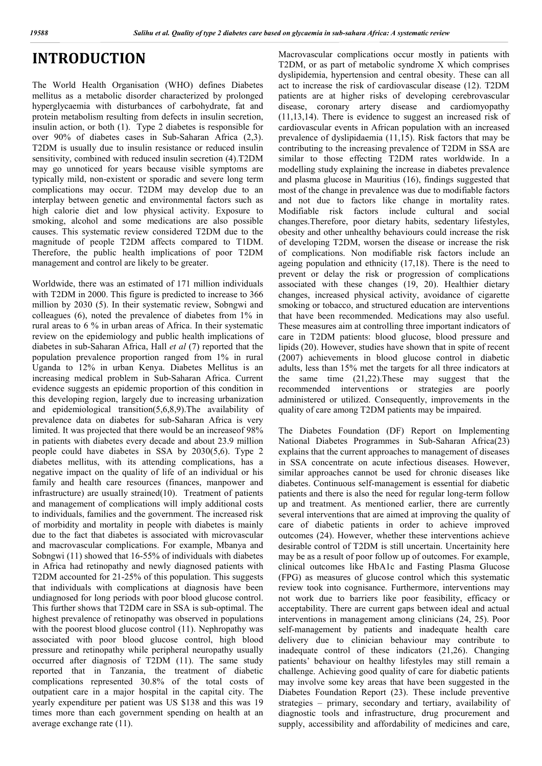# INTRODUCTION

The World Health Organisation (WHO) defines Diabetes mellitus as a metabolic disorder characterized by prolonged hyperglycaemia with disturbances of carbohydrate, fat and protein metabolism resulting from defects in insulin secretion, insulin action, or both (1). Type 2 diabetes is responsible for over 90% of diabetes cases in Sub-Saharan Africa (2,3). T2DM is usually due to insulin resistance or reduced insulin sensitivity, combined with reduced insulin secretion (4).T2DM may go unnoticed for years because visible symptoms are typically mild, non-existent or sporadic and severe long term complications may occur. T2DM may develop due to an interplay between genetic and environmental factors such as high calorie diet and low physical activity. Exposure to smoking, alcohol and some medications are also possible causes. This systematic review considered T2DM due to the magnitude of people T2DM affects compared to T1DM. Therefore, the public health implications of poor T2DM management and control are likely to be greater.

Worldwide, there was an estimated of 171 million individuals with T2DM in 2000. This figure is predicted to increase to 366 million by 2030 (5). In their systematic review, Sobngwi and colleagues (6), noted the prevalence of diabetes from 1% in rural areas to 6 % in urban areas of Africa. In their systematic review on the epidemiology and public health implications of diabetes in sub-Saharan Africa, Hall *et al* (7) reported that the population prevalence proportion ranged from 1% in rural Uganda to 12% in urban Kenya. Diabetes Mellitus is an increasing medical problem in Sub-Saharan Africa. Current evidence suggests an epidemic proportion of this condition in this developing region, largely due to increasing urbanization and epidemiological transition(5,6,8,9).The availability of prevalence data on diabetes for sub-Saharan Africa is very limited. It was projected that there would be an increaseof 98% in patients with diabetes every decade and about 23.9 million people could have diabetes in SSA by 2030(5,6). Type 2 diabetes mellitus, with its attending complications, has a negative impact on the quality of life of an individual or his family and health care resources (finances, manpower and infrastructure) are usually strained(10). Treatment of patients and management of complications will imply additional costs to individuals, families and the government. The increased risk of morbidity and mortality in people with diabetes is mainly due to the fact that diabetes is associated with microvascular and macrovascular complications. For example, Mbanya and Sobngwi (11) showed that 16-55% of individuals with diabetes in Africa had retinopathy and newly diagnosed patients with T2DM accounted for 21-25% of this population. This suggests that individuals with complications at diagnosis have been undiagnosed for long periods with poor blood glucose control. This further shows that T2DM care in SSA is sub-optimal. The highest prevalence of retinopathy was observed in populations with the poorest blood glucose control (11). Nephropathy was associated with poor blood glucose control, high blood pressure and retinopathy while peripheral neuropathy usually occurred after diagnosis of T2DM (11). The same study reported that in Tanzania, the treatment of diabetic complications represented 30.8% of the total costs of outpatient care in a major hospital in the capital city. The yearly expenditure per patient was US $138 and this was 19 times more than each government spending on health at an average exchange rate (11).

Macrovascular complications occur mostly in patients with T2DM, or as part of metabolic syndrome X which comprises dyslipidemia, hypertension and central obesity. These can all act to increase the risk of cardiovascular disease (12). T2DM patients are at higher risks of developing cerebrovascular disease, coronary artery disease and cardiomyopathy (11,13,14). There is evidence to suggest an increased risk of cardiovascular events in African population with an increased prevalence of dyslipidaemia (11,15). Risk factors that may be contributing to the increasing prevalence of T2DM in SSA are similar to those effecting T2DM rates worldwide. In a modelling study explaining the increase in diabetes prevalence and plasma glucose in Mauritius (16), findings suggested that most of the change in prevalence was due to modifiable factors and not due to factors like change in mortality rates. Modifiable risk factors include cultural and social changes.Therefore, poor dietary habits, sedentary lifestyles, obesity and other unhealthy behaviours could increase the risk of developing T2DM, worsen the disease or increase the risk of complications. Non modifiable risk factors include an ageing population and ethnicity (17,18). There is the need to prevent or delay the risk or progression of complications associated with these changes (19, 20). Healthier dietary changes, increased physical activity, avoidance of cigarette smoking or tobacco, and structured education are interventions that have been recommended. Medications may also useful. These measures aim at controlling three important indicators of care in T2DM patients: blood glucose, blood pressure and lipids (20). However, studies have shown that in spite of recent (2007) achievements in blood glucose control in diabetic adults, less than 15% met the targets for all three indicators at the same time (21,22).These may suggest that the recommended interventions or strategies are poorly administered or utilized. Consequently, improvements in the quality of care among T2DM patients may be impaired.

The Diabetes Foundation (DF) Report on Implementing National Diabetes Programmes in Sub-Saharan Africa(23) explains that the current approaches to management of diseases in SSA concentrate on acute infectious diseases. However, similar approaches cannot be used for chronic diseases like diabetes. Continuous self-management is essential for diabetic patients and there is also the need for regular long-term follow up and treatment. As mentioned earlier, there are currently several interventions that are aimed at improving the quality of care of diabetic patients in order to achieve improved outcomes (24). However, whether these interventions achieve desirable control of T2DM is still uncertain. Uncertainty here may be as a result of poor follow up of outcomes. For example, clinical outcomes like HbA1c and Fasting Plasma Glucose (FPG) as measures of glucose control which this systematic review took into cognisance. Furthermore, interventions may not work due to barriers like poor feasibility, efficacy or acceptability. There are current gaps between ideal and actual interventions in management among clinicians (24, 25). Poor self-management by patients and inadequate health care delivery due to clinician behaviour may contribute to inadequate control of these indicators (21,26). Changing patients' behaviour on healthy lifestyles may still remain a challenge. Achieving good quality of care for diabetic patients may involve some key areas that have been suggested in the Diabetes Foundation Report (23). These include preventive strategies – primary, secondary and tertiary, availability of diagnostic tools and infrastructure, drug procurement and supply, accessibility and affordability of medicines and care,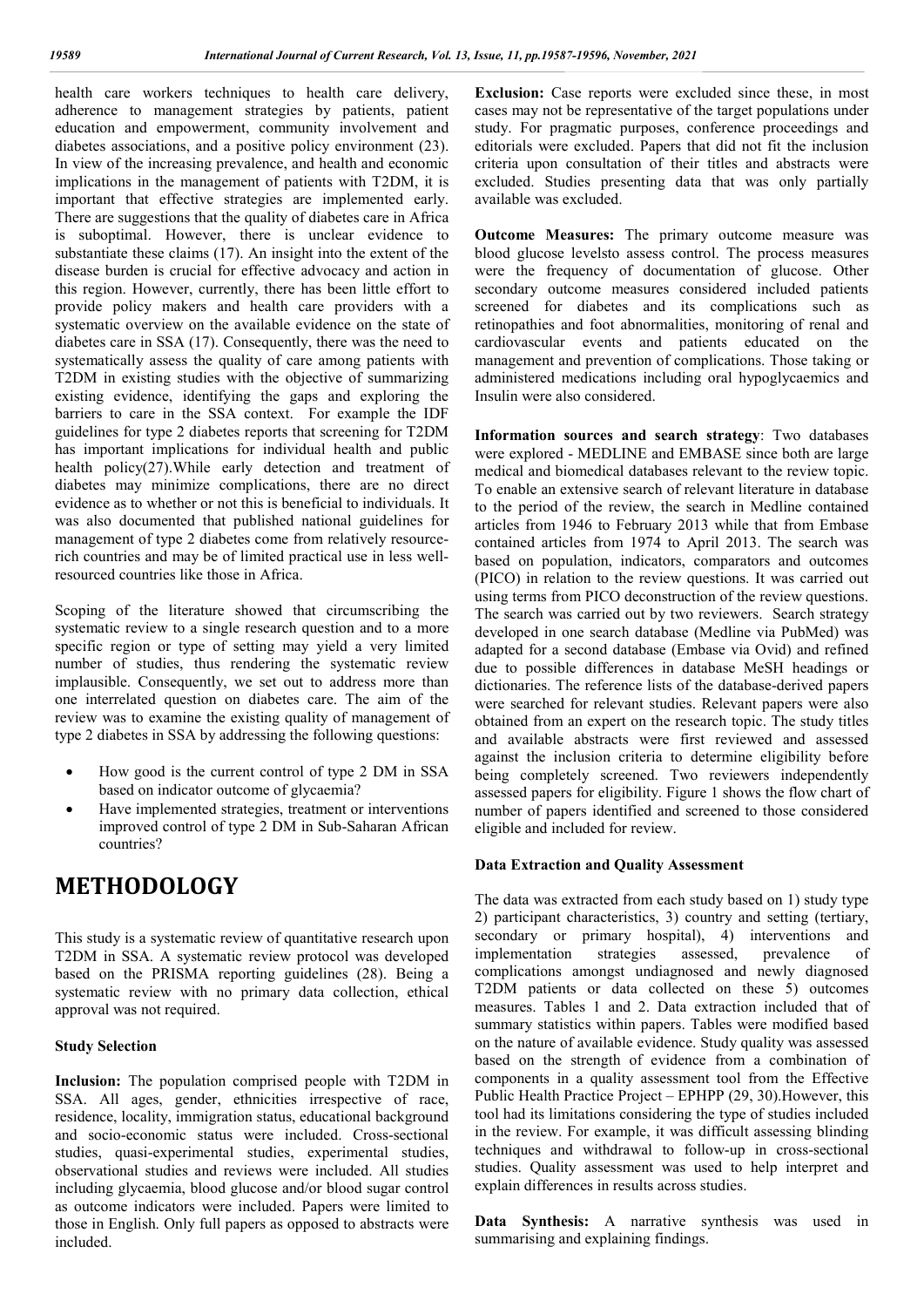health care workers techniques to health care delivery, adherence to management strategies by patients, patient education and empowerment, community involvement and diabetes associations, and a positive policy environment (23). In view of the increasing prevalence, and health and economic implications in the management of patients with T2DM, it is important that effective strategies are implemented early. There are suggestions that the quality of diabetes care in Africa is suboptimal. However, there is unclear evidence to substantiate these claims (17). An insight into the extent of the disease burden is crucial for effective advocacy and action in this region. However, currently, there has been little effort to provide policy makers and health care providers with a systematic overview on the available evidence on the state of diabetes care in SSA (17). Consequently, there was the need to systematically assess the quality of care among patients with T2DM in existing studies with the objective of summarizing existing evidence, identifying the gaps and exploring the barriers to care in the SSA context. For example the IDF guidelines for type 2 diabetes reports that screening for T2DM has important implications for individual health and public health policy(27).While early detection and treatment of diabetes may minimize complications, there are no direct evidence as to whether or not this is beneficial to individuals. It was also documented that published national guidelines for management of type 2 diabetes come from relatively resource-rich countries and may be of limited practical use in less well-resourced countries like those in Africa.

Scoping of the literature showed that circumscribing the systematic review to a single research question and to a more specific region or type of setting may yield a very limited number of studies, thus rendering the systematic review implausible. Consequently, we set out to address more than one interrelated question on diabetes care. The aim of the review was to examine the existing quality of management of type 2 diabetes in SSA by addressing the following questions:

- How good is the current control of type 2 DM in SSA based on indicator outcome of glycaemia?
- Have implemented strategies, treatment or interventions improved control of type 2 DM in Sub-Saharan African countries?

# METHODOLOGY

This study is a systematic review of quantitative research upon T2DM in SSA. A systematic review protocol was developed based on the PRISMA reporting guidelines (28). Being a systematic review with no primary data collection, ethical approval was not required.

### Study Selection

**Inclusion:** The population comprised people with T2DM in SSA. All ages, gender, ethnicities irrespective of race, residence, locality, immigration status, educational background and socio-economic status were included. Cross-sectional studies, quasi-experimental studies, experimental studies, observational studies and reviews were included. All studies including glycaemia, blood glucose and/or blood sugar control as outcome indicators were included. Papers were limited to those in English. Only full papers as opposed to abstracts were included.

**Exclusion:** Case reports were excluded since these, in most cases may not be representative of the target populations under study. For pragmatic purposes, conference proceedings and editorials were excluded. Papers that did not fit the inclusion criteria upon consultation of their titles and abstracts were excluded. Studies presenting data that was only partially available was excluded.

**Outcome Measures:** The primary outcome measure was blood glucose levelsto assess control. The process measures were the frequency of documentation of glucose. Other secondary outcome measures considered included patients screened for diabetes and its complications such as retinopathies and foot abnormalities, monitoring of renal and cardiovascular events and patients educated on the management and prevention of complications. Those taking or administered medications including oral hypoglycaemics and Insulin were also considered.

**Information sources and search strategy**: Two databases were explored - MEDLINE and EMBASE since both are large medical and biomedical databases relevant to the review topic. To enable an extensive search of relevant literature in database to the period of the review, the search in Medline contained articles from 1946 to February 2013 while that from Embase contained articles from 1974 to April 2013. The search was based on population, indicators, comparators and outcomes (PICO) in relation to the review questions. It was carried out using terms from PICO deconstruction of the review questions. The search was carried out by two reviewers. Search strategy developed in one search database (Medline via PubMed) was adapted for a second database (Embase via Ovid) and refined due to possible differences in database MeSH headings or dictionaries. The reference lists of the database-derived papers were searched for relevant studies. Relevant papers were also obtained from an expert on the research topic. The study titles and available abstracts were first reviewed and assessed against the inclusion criteria to determine eligibility before being completely screened. Two reviewers independently assessed papers for eligibility. Figure 1 shows the flow chart of number of papers identified and screened to those considered eligible and included for review.

### Data Extraction and Quality Assessment

The data was extracted from each study based on 1) study type 2) participant characteristics, 3) country and setting (tertiary, secondary or primary hospital), 4) interventions and implementation strategies assessed, prevalence of complications amongst undiagnosed and newly diagnosed T2DM patients or data collected on these 5) outcomes measures. Tables 1 and 2. Data extraction included that of summary statistics within papers. Tables were modified based on the nature of available evidence. Study quality was assessed based on the strength of evidence from a combination of components in a quality assessment tool from the Effective Public Health Practice Project – EPHPP (29, 30).However, this tool had its limitations considering the type of studies included in the review. For example, it was difficult assessing blinding techniques and withdrawal to follow-up in cross-sectional studies. Quality assessment was used to help interpret and explain differences in results across studies.

**Data Synthesis:** A narrative synthesis was used in summarising and explaining findings.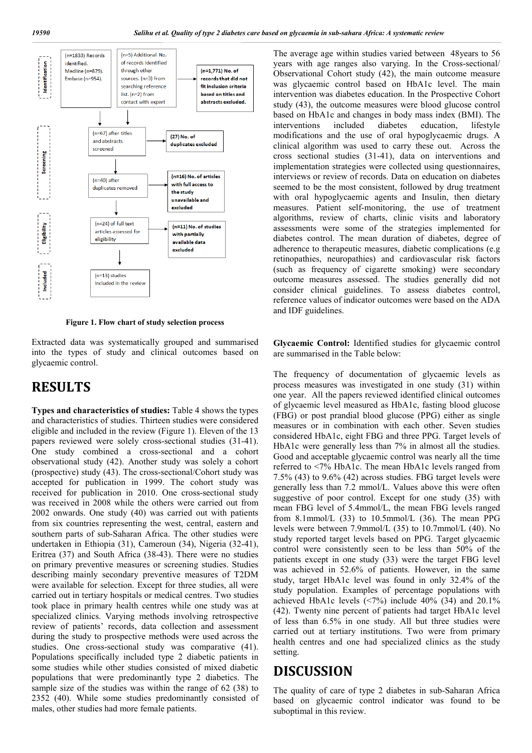Identification

(n=1833) Records identified. Medline (n=879). Embase (n=954).

(n=5) Additional No. of records identified through other sources. (n=3) from searching reference list. (n=2) from contact with expert

**(n=1,771) No. of records that did not fit inclusion criteria based on titles and abstracts excluded.**

Screening

(n=67) after titles and abstracts screened

**(27) No. of duplicates excluded**

(n=40) after duplicates removed

**(n=16) No. of articles with full access to the study unavailable and excluded**

Eligibility

(n=24) of full text articles assessed for eligibility

**(n=11) No. of studies with partially available data excluded**

Included

(n=13) studies included in the review

**Figure 1. Flow chart of study selection process**

Extracted data was systematically grouped and summarised into the types of study and clinical outcomes based on glycaemic control.

# RESULTS

**Types and characteristics of studies:** Table 4 shows the types and characteristics of studies. Thirteen studies were considered eligible and included in the review (Figure 1). Eleven of the 13 papers reviewed were solely cross-sectional studies (31-41). One study combined a cross-sectional and a cohort observational study (42). Another study was solely a cohort (prospective) study (43). The cross-sectional/Cohort study was accepted for publication in 1999. The cohort study was received for publication in 2010. One cross-sectional study was received in 2008 while the others were carried out from 2002 onwards. One study (40) was carried out with patients from six countries representing the west, central, eastern and southern parts of sub-Saharan Africa. The other studies were undertaken in Ethiopia (31), Cameroun (34), Nigeria (32-41), Eritrea (37) and South Africa (38-43). There were no studies on primary preventive measures or screening studies. Studies describing mainly secondary preventive measures of T2DM were available for selection. Except for three studies, all were carried out in tertiary hospitals or medical centres. Two studies took place in primary health centres while one study was at specialized clinics. Varying methods involving retrospective review of patients' records, data collection and assessment during the study to prospective methods were used across the studies. One cross-sectional study was comparative (41). Populations specifically included type 2 diabetic patients in some studies while other studies consisted of mixed diabetic populations that were predominantly type 2 diabetics. The sample size of the studies was within the range of 62 (38) to 2352 (40). While some studies predominantly consisted of males, other studies had more female patients.

The average age within studies varied between 48years to 56 years with age ranges also varying. In the Cross-sectional/ Observational Cohort study (42), the main outcome measure was glycaemic control based on HbA1c level. The main intervention was diabetes education. In the Prospective Cohort study (43), the outcome measures were blood glucose control based on HbA1c and changes in body mass index (BMI). The interventions included diabetes education, lifestyle modifications and the use of oral hypoglycaemic drugs. A clinical algorithm was used to carry these out. Across the cross sectional studies (31-41), data on interventions and implementation strategies were collected using questionnaires, interviews or review of records. Data on education on diabetes seemed to be the most consistent, followed by drug treatment with oral hypoglycaemic agents and Insulin, then dietary measures. Patient self-monitoring, the use of treatment algorithms, review of charts, clinic visits and laboratory assessments were some of the strategies implemented for diabetes control. The mean duration of diabetes, degree of adherence to therapeutic measures, diabetic complications (e.g retinopathies, neuropathies) and cardiovascular risk factors (such as frequency of cigarette smoking) were secondary outcome measures assessed. The studies generally did not consider clinical guidelines. To assess diabetes control, reference values of indicator outcomes were based on the ADA and IDF guidelines.

**Glycaemic Control:** Identified studies for glycaemic control are summarised in the Table below:

The frequency of documentation of glycaemic levels as process measures was investigated in one study (31) within one year. All the papers reviewed identified clinical outcomes of glycaemic level measured as HbA1c, fasting blood glucose (FBG) or post prandial blood glucose (PPG) either as single measures or in combination with each other. Seven studies considered HbA1c, eight FBG and three PPG. Target levels of HbA1c were generally less than 7% in almost all the studies. Good and acceptable glycaemic control was nearly all the time referred to <7% HbA1c. The mean HbA1c levels ranged from 7.5% (43) to 9.6% (42) across studies. FBG target levels were generally less than 7.2 mmol/L. Values above this were often suggestive of poor control. Except for one study (35) with mean FBG level of 5.4mmol/L, the mean FBG levels ranged from 8.1mmol/L (33) to 10.5mmol/L (36). The mean PPG levels were between 7.9mmol/L (35) to 10.7mmol/L (40). No study reported target levels based on PPG. Target glycaemic control were consistently seen to be less than 50% of the patients except in one study (33) were the target FBG level was achieved in 52.6% of patients. However, in the same study, target HbA1c level was found in only 32.4% of the study population. Examples of percentage populations with achieved HbA1c levels (<7%) include 40% (34) and 20.1% (42). Twenty nine percent of patients had target HbA1c level of less than 6.5% in one study. All but three studies were carried out at tertiary institutions. Two were from primary health centres and one had specialized clinics as the study setting.

# DISCUSSION

The quality of care of type 2 diabetes in sub-Saharan Africa based on glycaemic control indicator was found to be suboptimal in this review.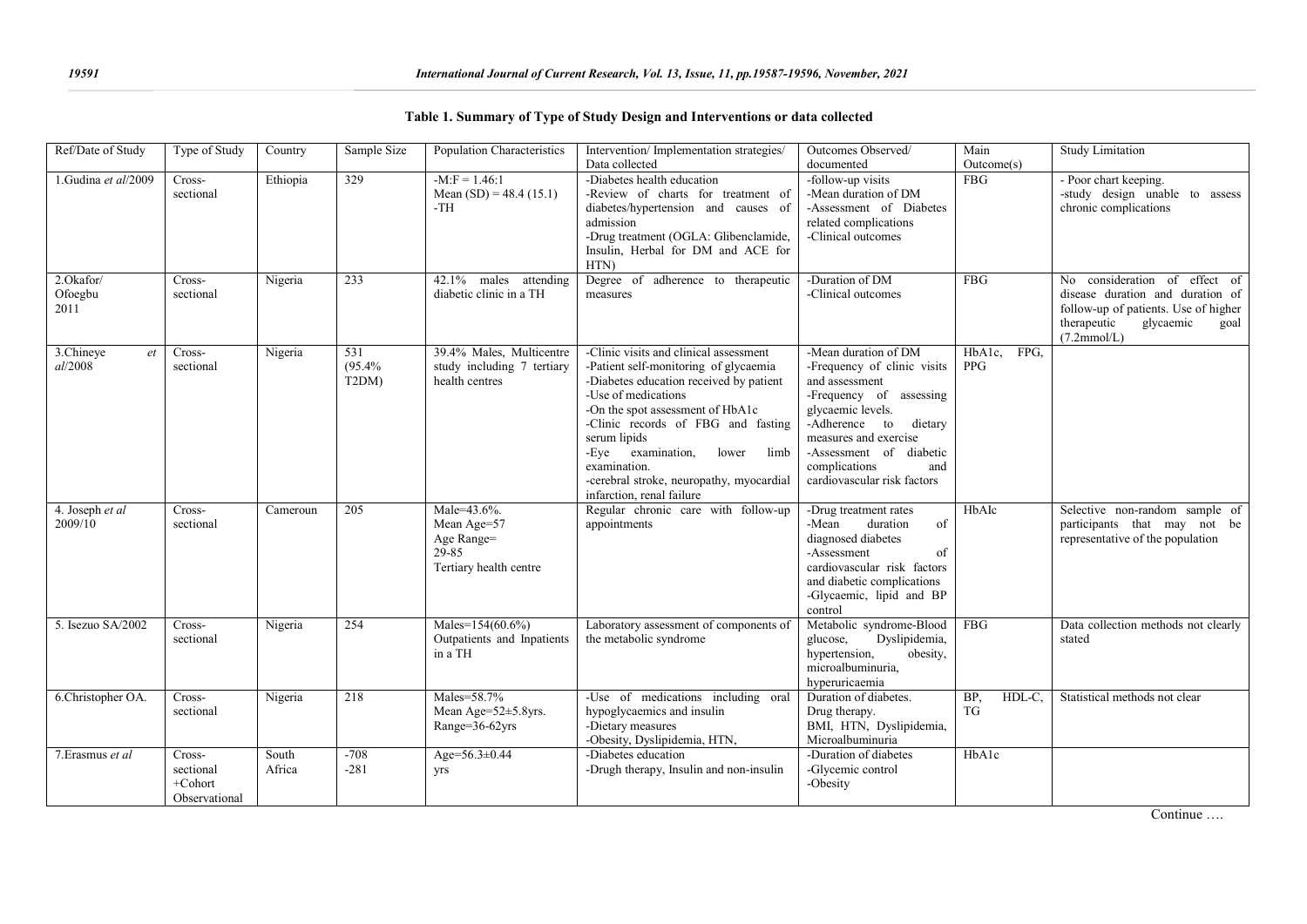**Table 1. Summary of Type of Study Design and Interventions or data collected**

| Ref/Date of Study | Type of Study | Country | Sample Size | Population Characteristics | Intervention/ Implementation strategies/ Data collected | Outcomes Observed/ documented | Main Outcome(s) | Study Limitation |
|---|---|---|---|---|---|---|---|---|
| 1.Gudina *et al*/2009 | Cross-sectional | Ethiopia | 329 | -M:F = 1.46:1<br>Mean (SD) = 48.4 (15.1)<br>-TH | -Diabetes health education<br>-Review of charts for treatment of diabetes/hypertension and causes of admission<br>-Drug treatment (OGLA: Glibenclamide, Insulin, Herbal for DM and ACE for HTN) | -follow-up visits<br>-Mean duration of DM<br>-Assessment of Diabetes related complications<br>-Clinical outcomes | FBG | - Poor chart keeping.<br>-study design unable to assess chronic complications |
| 2.Okafor/ Ofoegbu 2011 | Cross-sectional | Nigeria | 233 | 42.1% males attending diabetic clinic in a TH | Degree of adherence to therapeutic measures | -Duration of DM<br>-Clinical outcomes | FBG | No consideration of effect of disease duration and duration of follow-up of patients. Use of higher therapeutic glycaemic goal (7.2mmol/L) |
| 3.Chineye *et al*/2008 | Cross-sectional | Nigeria | 531 (95.4% T2DM) | 39.4% Males, Multicentre study including 7 tertiary health centres | -Clinic visits and clinical assessment<br>-Patient self-monitoring of glycaemia<br>-Diabetes education received by patient<br>-Use of medications<br>-On the spot assessment of HbA1c<br>-Clinic records of FBG and fasting serum lipids<br>-Eye examination, lower limb examination.<br>-cerebral stroke, neuropathy, myocardial infarction, renal failure | -Mean duration of DM<br>-Frequency of clinic visits and assessment<br>-Frequency of assessing glycaemic levels.<br>-Adherence to dietary measures and exercise<br>-Assessment of diabetic complications and cardiovascular risk factors | HbA1c, FPG, PPG | |
| 4. Joseph *et al* 2009/10 | Cross-sectional | Cameroun | 205 | Male=43.6%.<br>Mean Age=57<br>Age Range= 29-85<br>Tertiary health centre | Regular chronic care with follow-up appointments | -Drug treatment rates<br>-Mean duration of diagnosed diabetes<br>-Assessment of cardiovascular risk factors and diabetic complications<br>-Glycaemic, lipid and BP control | HbAIc | Selective non-random sample of participants that may not be representative of the population |
| 5. Isezuo SA/2002 | Cross-sectional | Nigeria | 254 | Males=154(60.6%)<br>Outpatients and Inpatients in a TH | Laboratory assessment of components of the metabolic syndrome | Metabolic syndrome-Blood glucose, Dyslipidemia, hypertension, obesity, microalbuminuria, hyperuricaemia | FBG | Data collection methods not clearly stated |
| 6.Christopher OA. | Cross-sectional | Nigeria | 218 | Males=58.7%<br>Mean Age=52±5.8yrs.<br>Range=36-62yrs | -Use of medications including oral hypoglycaemics and insulin<br>-Dietary measures<br>-Obesity, Dyslipidemia, HTN, | Duration of diabetes.<br>Drug therapy.<br>BMI, HTN, Dyslipidemia, Microalbuminuria | BP, HDL-C, TG | Statistical methods not clear |
| 7.Erasmus *et al* | Cross-sectional +Cohort Observational | South Africa | -708<br>-281 | Age=56.3±0.44 yrs | -Diabetes education<br>-Drugh therapy, Insulin and non-insulin | -Duration of diabetes<br>-Glycemic control<br>-Obesity | HbA1c | |

Continue ….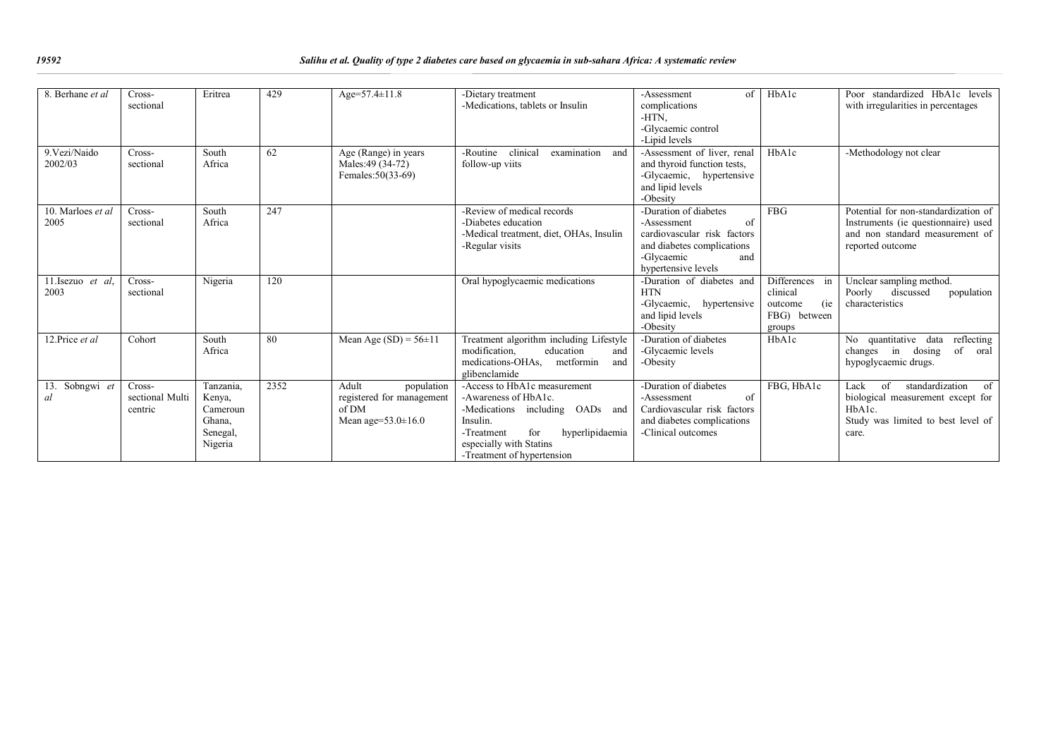| 8. Berhane *et al* | Cross-sectional | Eritrea | 429 | Age=57.4±11.8 | -Dietary treatment<br>-Medications, tablets or Insulin | -Assessment of complications<br>-HTN,<br>-Glycaemic control<br>-Lipid levels | HbA1c | Poor standardized HbA1c levels with irregularities in percentages |
|---|---|---|---|---|---|---|---|---|
| 9.Vezi/Naido 2002/03 | Cross-sectional | South Africa | 62 | Age (Range) in years<br>Males:49 (34-72)<br>Females:50(33-69) | -Routine clinical examination and follow-up viits | -Assessment of liver, renal and thyroid function tests,<br>-Glycaemic, hypertensive and lipid levels<br>-Obesity | HbA1c | -Methodology not clear |
| 10. Marloes *et al* 2005 | Cross-sectional | South Africa | 247 | | -Review of medical records<br>-Diabetes education<br>-Medical treatment, diet, OHAs, Insulin<br>-Regular visits | -Duration of diabetes<br>-Assessment of cardiovascular risk factors and diabetes complications<br>-Glycaemic and hypertensive levels | FBG | Potential for non-standardization of Instruments (ie questionnaire) used and non standard measurement of reported outcome |
| 11.Isezuo *et al*, 2003 | Cross-sectional | Nigeria | 120 | | Oral hypoglycaemic medications | -Duration of diabetes and HTN<br>-Glycaemic, hypertensive and lipid levels<br>-Obesity | Differences in clinical outcome (ie FBG) between groups | Unclear sampling method.<br>Poorly discussed population characteristics |
| 12.Price *et al* | Cohort | South Africa | 80 | Mean Age (SD) = 56±11 | Treatment algorithm including Lifestyle modification, education and medications-OHAs, metformin and glibenclamide | -Duration of diabetes<br>-Glycaemic levels<br>-Obesity | HbA1c | No quantitative data reflecting changes in dosing of oral hypoglycaemic drugs. |
| 13. Sobngwi *et al* | Cross-sectional Multi centric | Tanzania, Kenya, Cameroun Ghana, Senegal, Nigeria | 2352 | Adult population registered for management of DM<br>Mean age=53.0±16.0 | -Access to HbA1c measurement<br>-Awareness of HbA1c.<br>-Medications including OADs and Insulin.<br>-Treatment for hyperlipidaemia especially with Statins<br>-Treatment of hypertension | -Duration of diabetes<br>-Assessment of Cardiovascular risk factors and diabetes complications<br>-Clinical outcomes | FBG, HbA1c | Lack of standardization of biological measurement except for HbA1c.<br>Study was limited to best level of care. |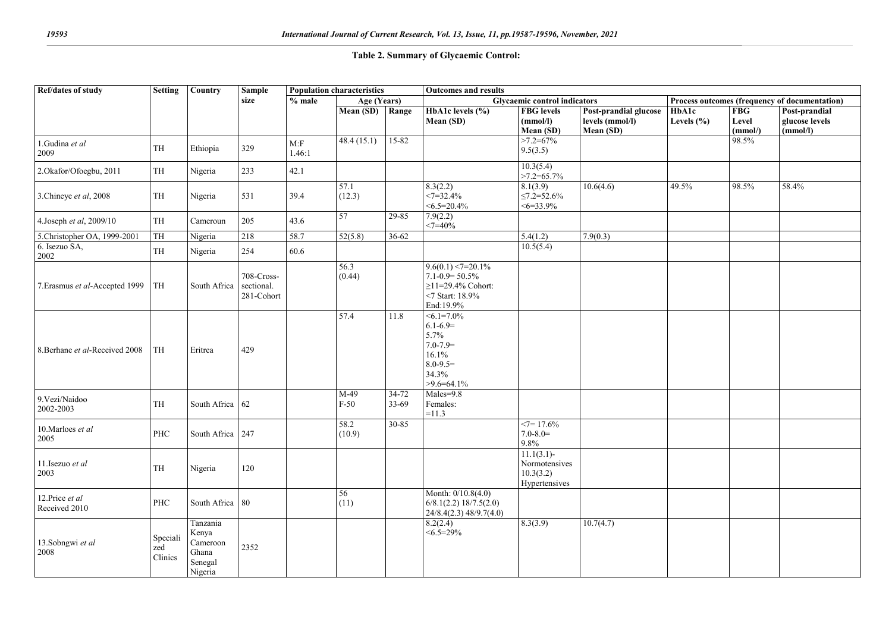**Table 2. Summary of Glycaemic Control:**

| Ref/dates of study | Setting | Country | Sample size | Population characteristics | | | Outcomes and results | | | | | |
|---|---|---|---|---|---|---|---|---|---|---|---|---|
| | | | | % male | Age (Years) | | Glycaemic control indicators | | | Process outcomes (frequency of documentation) | | |
| | | | | | Mean (SD) | Range | HbA1c levels (%) Mean (SD) | FBG levels (mmol/l) Mean (SD) | Post-prandial glucose levels (mmol/l) Mean (SD) | HbA1c Levels (%) | FBG Level (mmol/) | Post-prandial glucose levels (mmol/l) |
| 1.Gudina *et al* 2009 | TH | Ethiopia | 329 | M:F 1.46:1 | 48.4 (15.1) | 15-82 | | >7.2=67% 9.5(3.5) | | | 98.5% | |
| 2.Okafor/Ofoegbu, 2011 | TH | Nigeria | 233 | 42.1 | | | | 10.3(5.4) >7.2=65.7% | | | | |
| 3.Chineye *et al*, 2008 | TH | Nigeria | 531 | 39.4 | 57.1 (12.3) | | 8.3(2.2) <7=32.4% <6.5=20.4% | 8.1(3.9) ≤7.2=52.6% <6=33.9% | 10.6(4.6) | 49.5% | 98.5% | 58.4% |
| 4.Joseph *et al*, 2009/10 | TH | Cameroun | 205 | 43.6 | 57 | 29-85 | 7.9(2.2) <7=40% | | | | | |
| 5.Christopher OA, 1999-2001 | TH | Nigeria | 218 | 58.7 | 52(5.8) | 36-62 | | 5.4(1.2) | 7.9(0.3) | | | |
| 6. Isezuo SA, 2002 | TH | Nigeria | 254 | 60.6 | | | | 10.5(5.4) | | | | |
| 7.Erasmus *et al*-Accepted 1999 | TH | South Africa | 708-Cross-sectional. 281-Cohort | | 56.3 (0.44) | | 9.6(0.1) <7=20.1% 7.1-0.9= 50.5% ≥11=29.4% Cohort: <7 Start: 18.9% End:19.9% | | | | | |
| 8.Berhane *et al*-Received 2008 | TH | Eritrea | 429 | | 57.4 | 11.8 | <6.1=7.0% 6.1-6.9= 5.7% 7.0-7.9= 16.1% 8.0-9.5= 34.3% >9.6=64.1% | | | | | |
| 9.Vezi/Naidoo 2002-2003 | TH | South Africa | 62 | | M-49 F-50 | 34-72 33-69 | Males=9.8 Females: =11.3 | | | | | |
| 10.Marloes *et al* 2005 | PHC | South Africa | 247 | | 58.2 (10.9) | 30-85 | | <7= 17.6% 7.0-8.0= 9.8% | | | | |
| 11.Isezuo *et al* 2003 | TH | Nigeria | 120 | | | | | 11.1(3.1)- Normotensives 10.3(3.2) Hypertensives | | | | |
| 12.Price *et al* Received 2010 | PHC | South Africa | 80 | | 56 (11) | | Month: 0/10.8(4.0) 6/8.1(2.2) 18/7.5(2.0) 24/8.4(2.3) 48/9.7(4.0) | | | | | |
| 13.Sobngwi *et al* 2008 | Specialized Clinics | Tanzania Kenya Cameroon Ghana Senegal Nigeria | 2352 | | | | 8.2(2.4) <6.5=29% | 8.3(3.9) | 10.7(4.7) | | | |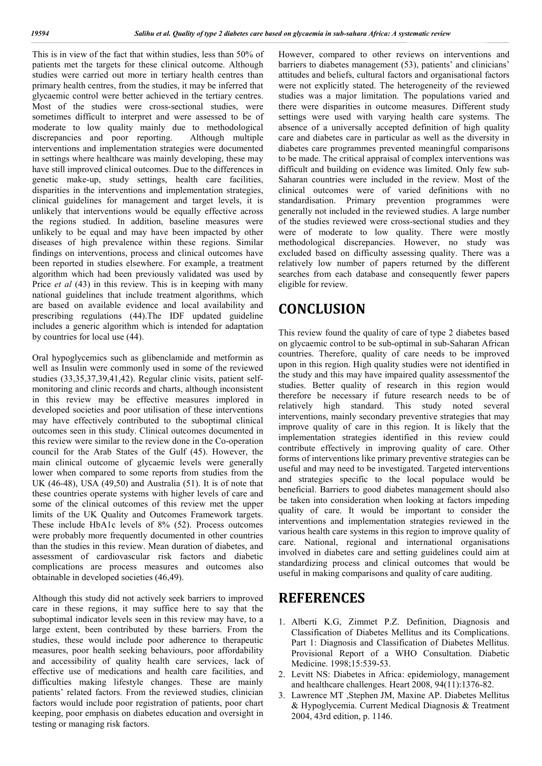This is in view of the fact that within studies, less than 50% of patients met the targets for these clinical outcome. Although studies were carried out more in tertiary health centres than primary health centres, from the studies, it may be inferred that glycaemic control were better achieved in the tertiary centres. Most of the studies were cross-sectional studies, were sometimes difficult to interpret and were assessed to be of moderate to low quality mainly due to methodological discrepancies and poor reporting. Although multiple interventions and implementation strategies were documented in settings where healthcare was mainly developing, these may have still improved clinical outcomes. Due to the differences in genetic make-up, study settings, health care facilities, disparities in the interventions and implementation strategies, clinical guidelines for management and target levels, it is unlikely that interventions would be equally effective across the regions studied. In addition, baseline measures were unlikely to be equal and may have been impacted by other diseases of high prevalence within these regions. Similar findings on interventions, process and clinical outcomes have been reported in studies elsewhere. For example, a treatment algorithm which had been previously validated was used by Price *et al* (43) in this review. This is in keeping with many national guidelines that include treatment algorithms, which are based on available evidence and local availability and prescribing regulations (44).The IDF updated guideline includes a generic algorithm which is intended for adaptation by countries for local use (44).

Oral hypoglycemics such as glibenclamide and metformin as well as Insulin were commonly used in some of the reviewed studies (33,35,37,39,41,42). Regular clinic visits, patient self-monitoring and clinic records and charts, although inconsistent in this review may be effective measures implored in developed societies and poor utilisation of these interventions may have effectively contributed to the suboptimal clinical outcomes seen in this study. Clinical outcomes documented in this review were similar to the review done in the Co-operation council for the Arab States of the Gulf (45). However, the main clinical outcome of glycaemic levels were generally lower when compared to some reports from studies from the UK (46-48), USA (49,50) and Australia (51). It is of note that these countries operate systems with higher levels of care and some of the clinical outcomes of this review met the upper limits of the UK Quality and Outcomes Framework targets. These include HbA1c levels of 8% (52). Process outcomes were probably more frequently documented in other countries than the studies in this review. Mean duration of diabetes, and assessment of cardiovascular risk factors and diabetic complications are process measures and outcomes also obtainable in developed societies (46,49).

Although this study did not actively seek barriers to improved care in these regions, it may suffice here to say that the suboptimal indicator levels seen in this review may have, to a large extent, been contributed by these barriers. From the studies, these would include poor adherence to therapeutic measures, poor health seeking behaviours, poor affordability and accessibility of quality health care services, lack of effective use of medications and health care facilities, and difficulties making lifestyle changes. These are mainly patients' related factors. From the reviewed studies, clinician factors would include poor registration of patients, poor chart keeping, poor emphasis on diabetes education and oversight in testing or managing risk factors.

However, compared to other reviews on interventions and barriers to diabetes management (53), patients' and clinicians' attitudes and beliefs, cultural factors and organisational factors were not explicitly stated. The heterogeneity of the reviewed studies was a major limitation. The populations varied and there were disparities in outcome measures. Different study settings were used with varying health care systems. The absence of a universally accepted definition of high quality care and diabetes care in particular as well as the diversity in diabetes care programmes prevented meaningful comparisons to be made. The critical appraisal of complex interventions was difficult and building on evidence was limited. Only few sub-Saharan countries were included in the review. Most of the clinical outcomes were of varied definitions with no standardisation. Primary prevention programmes were generally not included in the reviewed studies. A large number of the studies reviewed were cross-sectional studies and they were of moderate to low quality. There were mostly methodological discrepancies. However, no study was excluded based on difficulty assessing quality. There was a relatively low number of papers returned by the different searches from each database and consequently fewer papers eligible for review.

# CONCLUSION

This review found the quality of care of type 2 diabetes based on glycaemic control to be sub-optimal in sub-Saharan African countries. Therefore, quality of care needs to be improved upon in this region. High quality studies were not identified in the study and this may have impaired quality assessmentof the studies. Better quality of research in this region would therefore be necessary if future research needs to be of relatively high standard. This study noted several interventions, mainly secondary preventive strategies that may improve quality of care in this region. It is likely that the implementation strategies identified in this review could contribute effectively in improving quality of care. Other forms of interventions like primary preventive strategies can be useful and may need to be investigated. Targeted interventions and strategies specific to the local populace would be beneficial. Barriers to good diabetes management should also be taken into consideration when looking at factors impeding quality of care. It would be important to consider the interventions and implementation strategies reviewed in the various health care systems in this region to improve quality of care. National, regional and international organisations involved in diabetes care and setting guidelines could aim at standardizing process and clinical outcomes that would be useful in making comparisons and quality of care auditing.

# REFERENCES

1. Alberti K.G, Zimmet P.Z. Definition, Diagnosis and Classification of Diabetes Mellitus and its Complications. Part 1: Diagnosis and Classification of Diabetes Mellitus. Provisional Report of a WHO Consultation. Diabetic Medicine. 1998;15:539-53.
2. Levitt NS: Diabetes in Africa: epidemiology, management and healthcare challenges. Heart 2008, 94(11):1376-82.
3. Lawrence MT ,Stephen JM, Maxine AP. Diabetes Mellitus & Hypoglycemia. Current Medical Diagnosis & Treatment 2004, 43rd edition, p. 1146.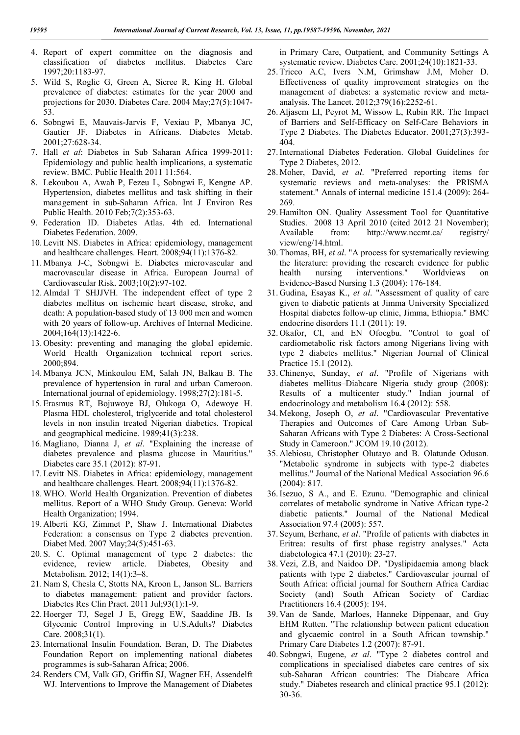4. Report of expert committee on the diagnosis and classification of diabetes mellitus. Diabetes Care 1997;20:1183-97.
5. Wild S, Roglic G, Green A, Sicree R, King H. Global prevalence of diabetes: estimates for the year 2000 and projections for 2030. Diabetes Care. 2004 May;27(5):1047-53.
6. Sobngwi E, Mauvais-Jarvis F, Vexiau P, Mbanya JC, Gautier JF. Diabetes in Africans. Diabetes Metab. 2001;27:628-34.
7. Hall *et al*: Diabetes in Sub Saharan Africa 1999-2011: Epidemiology and public health implications, a systematic review. BMC. Public Health 2011 11:564.
8. Lekoubou A, Awah P, Fezeu L, Sobngwi E, Kengne AP. Hypertension, diabetes mellitus and task shifting in their management in sub-Saharan Africa. Int J Environ Res Public Health. 2010 Feb;7(2):353-63.
9. Federation ID. Diabetes Atlas. 4th ed. International Diabetes Federation. 2009.
10. Levitt NS. Diabetes in Africa: epidemiology, management and healthcare challenges. Heart. 2008;94(11):1376-82.
11. Mbanya J-C, Sobngwi E. Diabetes microvascular and macrovascular disease in Africa. European Journal of Cardiovascular Risk. 2003;10(2):97-102.
12. Almdal T SHJJVH. The independent effect of type 2 diabetes mellitus on ischemic heart disease, stroke, and death: A population-based study of 13 000 men and women with 20 years of follow-up. Archives of Internal Medicine. 2004;164(13):1422-6.
13. Obesity: preventing and managing the global epidemic. World Health Organization technical report series. 2000;894.
14. Mbanya JCN, Minkoulou EM, Salah JN, Balkau B. The prevalence of hypertension in rural and urban Cameroon. International journal of epidemiology. 1998;27(2):181-5.
15. Erasmus RT, Bojuwoye BJ, Olukoga O, Adewoye H. Plasma HDL cholesterol, triglyceride and total cholesterol levels in non insulin treated Nigerian diabetics. Tropical and geographical medicine. 1989;41(3):238.
16. Magliano, Dianna J, *et al*. "Explaining the increase of diabetes prevalence and plasma glucose in Mauritius." Diabetes care 35.1 (2012): 87-91.
17. Levitt NS. Diabetes in Africa: epidemiology, management and healthcare challenges. Heart. 2008;94(11):1376-82.
18. WHO. World Health Organization. Prevention of diabetes mellitus. Report of a WHO Study Group. Geneva: World Health Organization; 1994.
19. Alberti KG, Zimmet P, Shaw J. International Diabetes Federation: a consensus on Type 2 diabetes prevention. Diabet Med. 2007 May;24(5):451-63.
20. S. C. Optimal management of type 2 diabetes: the evidence, review article. Diabetes, Obesity and Metabolism. 2012; 14(1):3–8.
21. Nam S, Chesla C, Stotts NA, Kroon L, Janson SL. Barriers to diabetes management: patient and provider factors. Diabetes Res Clin Pract. 2011 Jul;93(1):1-9.
22. Hoerger TJ, Segel J E, Gregg EW, Saaddine JB. Is Glycemic Control Improving in U.S.Adults? Diabetes Care. 2008;31(1).
23. International Insulin Foundation. Beran, D. The Diabetes Foundation Report on implementing national diabetes programmes is sub-Saharan Africa; 2006.
24. Renders CM, Valk GD, Griffin SJ, Wagner EH, Assendelft WJ. Interventions to Improve the Management of Diabetes in Primary Care, Outpatient, and Community Settings A systematic review. Diabetes Care. 2001;24(10):1821-33.
25. Tricco A.C, Ivers N.M, Grimshaw J.M, Moher D. Effectiveness of quality improvement strategies on the management of diabetes: a systematic review and meta-analysis. The Lancet. 2012;379(16):2252-61.
26. Aljasem LI, Peyrot M, Wissow L, Rubin RR. The Impact of Barriers and Self-Efficacy on Self-Care Behaviors in Type 2 Diabetes. The Diabetes Educator. 2001;27(3):393-404.
27. International Diabetes Federation. Global Guidelines for Type 2 Diabetes, 2012.
28. Moher, David, *et al*. "Preferred reporting items for systematic reviews and meta-analyses: the PRISMA statement." Annals of internal medicine 151.4 (2009): 264-269.
29. Hamilton ON. Quality Assessment Tool for Quantitative Studies. 2008 13 April 2010 (cited 2012 21 November); Available from: http://www.nccmt.ca/ registry/ view/eng/14.html.
30. Thomas, BH, *et al*. "A process for systematically reviewing the literature: providing the research evidence for public health nursing interventions." Worldviews on Evidence-Based Nursing 1.3 (2004): 176-184.
31. Gudina, Esayas K., *et al*. "Assessment of quality of care given to diabetic patients at Jimma University Specialized Hospital diabetes follow-up clinic, Jimma, Ethiopia." BMC endocrine disorders 11.1 (2011): 19.
32. Okafor, CI, and EN Ofoegbu. "Control to goal of cardiometabolic risk factors among Nigerians living with type 2 diabetes mellitus." Nigerian Journal of Clinical Practice 15.1 (2012).
33. Chinenye, Sunday, *et al*. "Profile of Nigerians with diabetes mellitus–Diabcare Nigeria study group (2008): Results of a multicenter study." Indian journal of endocrinology and metabolism 16.4 (2012): 558.
34. Mekong, Joseph O, *et al*. "Cardiovascular Preventative Therapies and Outcomes of Care Among Urban Sub-Saharan Africans with Type 2 Diabetes: A Cross-Sectional Study in Cameroon." JCOM 19.10 (2012).
35. Alebiosu, Christopher Olutayo and B. Olatunde Odusan. "Metabolic syndrome in subjects with type-2 diabetes mellitus." Journal of the National Medical Association 96.6 (2004): 817.
36. Isezuo, S A., and E. Ezunu. "Demographic and clinical correlates of metabolic syndrome in Native African type-2 diabetic patients." Journal of the National Medical Association 97.4 (2005): 557.
37. Seyum, Berhane, *et al*. "Profile of patients with diabetes in Eritrea: results of first phase registry analyses." Acta diabetologica 47.1 (2010): 23-27.
38. Vezi, Z.B, and Naidoo DP. "Dyslipidaemia among black patients with type 2 diabetes." Cardiovascular journal of South Africa: official journal for Southern Africa Cardiac Society (and) South African Society of Cardiac Practitioners 16.4 (2005): 194.
39. Van de Sande, Marloes, Hanneke Dippenaar, and Guy EHM Rutten. "The relationship between patient education and glycaemic control in a South African township." Primary Care Diabetes 1.2 (2007): 87-91.
40. Sobngwi, Eugene, *et al*. "Type 2 diabetes control and complications in specialised diabetes care centres of six sub-Saharan African countries: The Diabcare Africa study." Diabetes research and clinical practice 95.1 (2012): 30-36.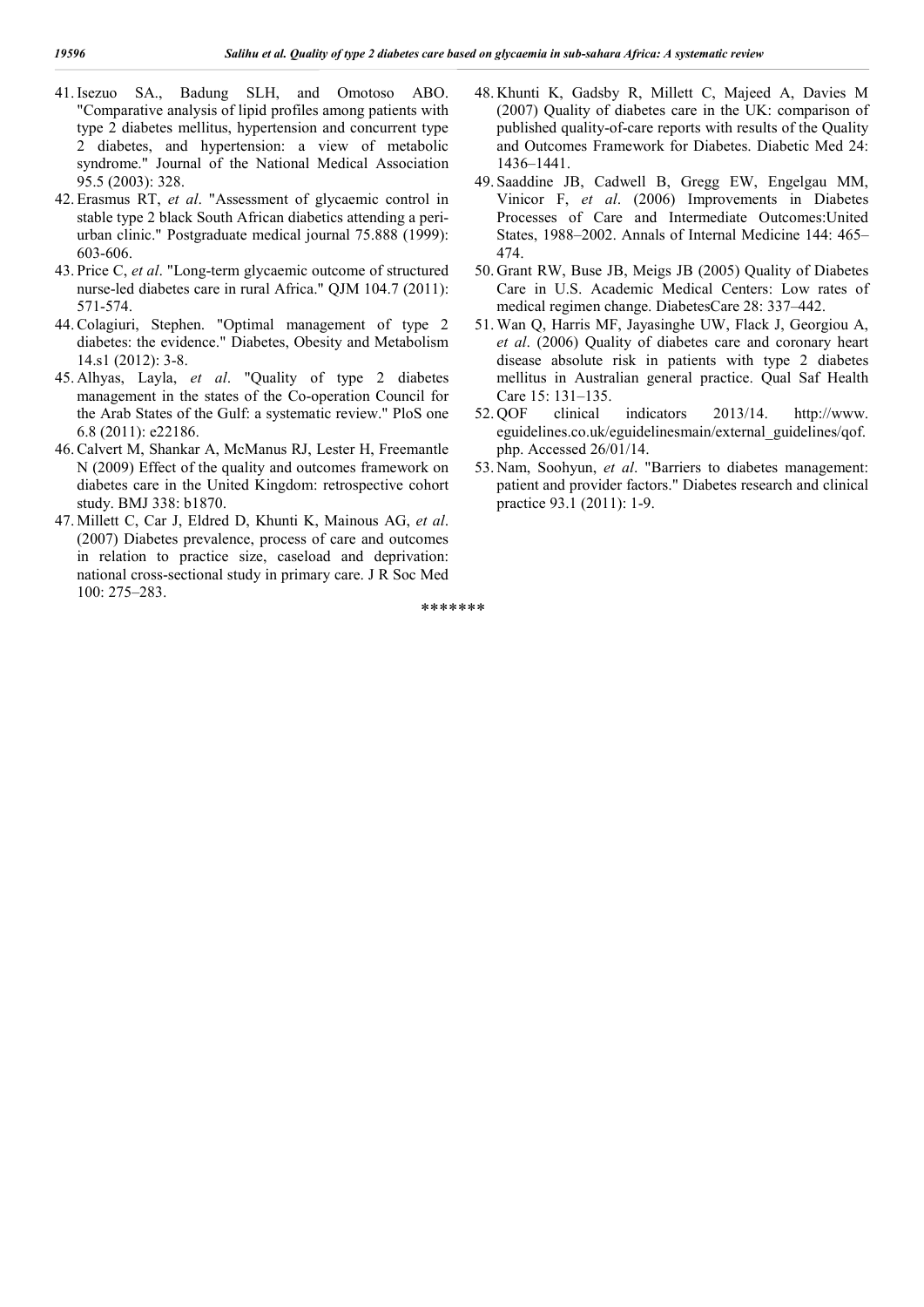41. Isezuo SA., Badung SLH, and Omotoso ABO. "Comparative analysis of lipid profiles among patients with type 2 diabetes mellitus, hypertension and concurrent type 2 diabetes, and hypertension: a view of metabolic syndrome." Journal of the National Medical Association 95.5 (2003): 328.
42. Erasmus RT, *et al*. "Assessment of glycaemic control in stable type 2 black South African diabetics attending a peri-urban clinic." Postgraduate medical journal 75.888 (1999): 603-606.
43. Price C, *et al*. "Long-term glycaemic outcome of structured nurse-led diabetes care in rural Africa." QJM 104.7 (2011): 571-574.
44. Colagiuri, Stephen. "Optimal management of type 2 diabetes: the evidence." Diabetes, Obesity and Metabolism 14.s1 (2012): 3-8.
45. Alhyas, Layla, *et al*. "Quality of type 2 diabetes management in the states of the Co-operation Council for the Arab States of the Gulf: a systematic review." PloS one 6.8 (2011): e22186.
46. Calvert M, Shankar A, McManus RJ, Lester H, Freemantle N (2009) Effect of the quality and outcomes framework on diabetes care in the United Kingdom: retrospective cohort study. BMJ 338: b1870.
47. Millett C, Car J, Eldred D, Khunti K, Mainous AG, *et al*. (2007) Diabetes prevalence, process of care and outcomes in relation to practice size, caseload and deprivation: national cross-sectional study in primary care. J R Soc Med 100: 275–283.
48. Khunti K, Gadsby R, Millett C, Majeed A, Davies M (2007) Quality of diabetes care in the UK: comparison of published quality-of-care reports with results of the Quality and Outcomes Framework for Diabetes. Diabetic Med 24: 1436–1441.
49. Saaddine JB, Cadwell B, Gregg EW, Engelgau MM, Vinicor F, *et al*. (2006) Improvements in Diabetes Processes of Care and Intermediate Outcomes:United States, 1988–2002. Annals of Internal Medicine 144: 465–474.
50. Grant RW, Buse JB, Meigs JB (2005) Quality of Diabetes Care in U.S. Academic Medical Centers: Low rates of medical regimen change. DiabetesCare 28: 337–442.
51. Wan Q, Harris MF, Jayasinghe UW, Flack J, Georgiou A, *et al*. (2006) Quality of diabetes care and coronary heart disease absolute risk in patients with type 2 diabetes mellitus in Australian general practice. Qual Saf Health Care 15: 131–135.
52. QOF clinical indicators 2013/14. http://www.eguidelines.co.uk/eguidelinesmain/external_guidelines/qof.php. Accessed 26/01/14.
53. Nam, Soohyun, *et al*. "Barriers to diabetes management: patient and provider factors." Diabetes research and clinical practice 93.1 (2011): 1-9.

*******